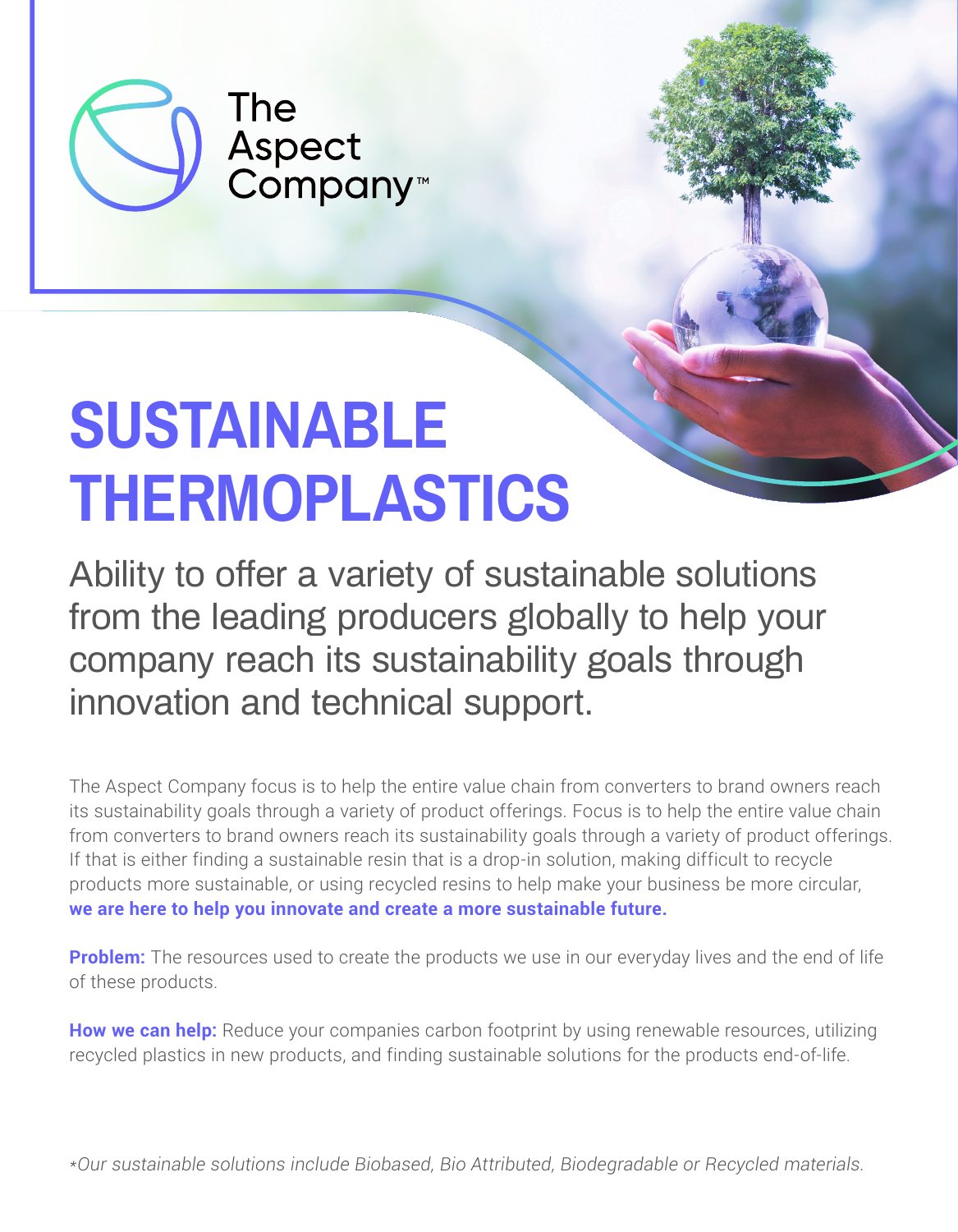The Aspect Company™

# SUSTAINABLE THERMOPLASTICS

## Ability to offer a variety of sustainable solutions from the leading producers globally to help your company reach its sustainability goals through innovation and technical support.

The Aspect Company focus is to help the entire value chain from converters to brand owners reach its sustainability goals through a variety of product offerings. Focus is to help the entire value chain from converters to brand owners reach its sustainability goals through a variety of product offerings. If that is either finding a sustainable resin that is a drop-in solution, making difficult to recycle products more sustainable, or using recycled resins to help make your business be more circular, **we are here to help you innovate and create a more sustainable future.**

**Problem:** The resources used to create the products we use in our everyday lives and the end of life of these products.

**How we can help:** Reduce your companies carbon footprint by using renewable resources, utilizing recycled plastics in new products, and finding sustainable solutions for the products end-of-life.

*\*Our sustainable solutions include Biobased, Bio Attributed, Biodegradable or Recycled materials.*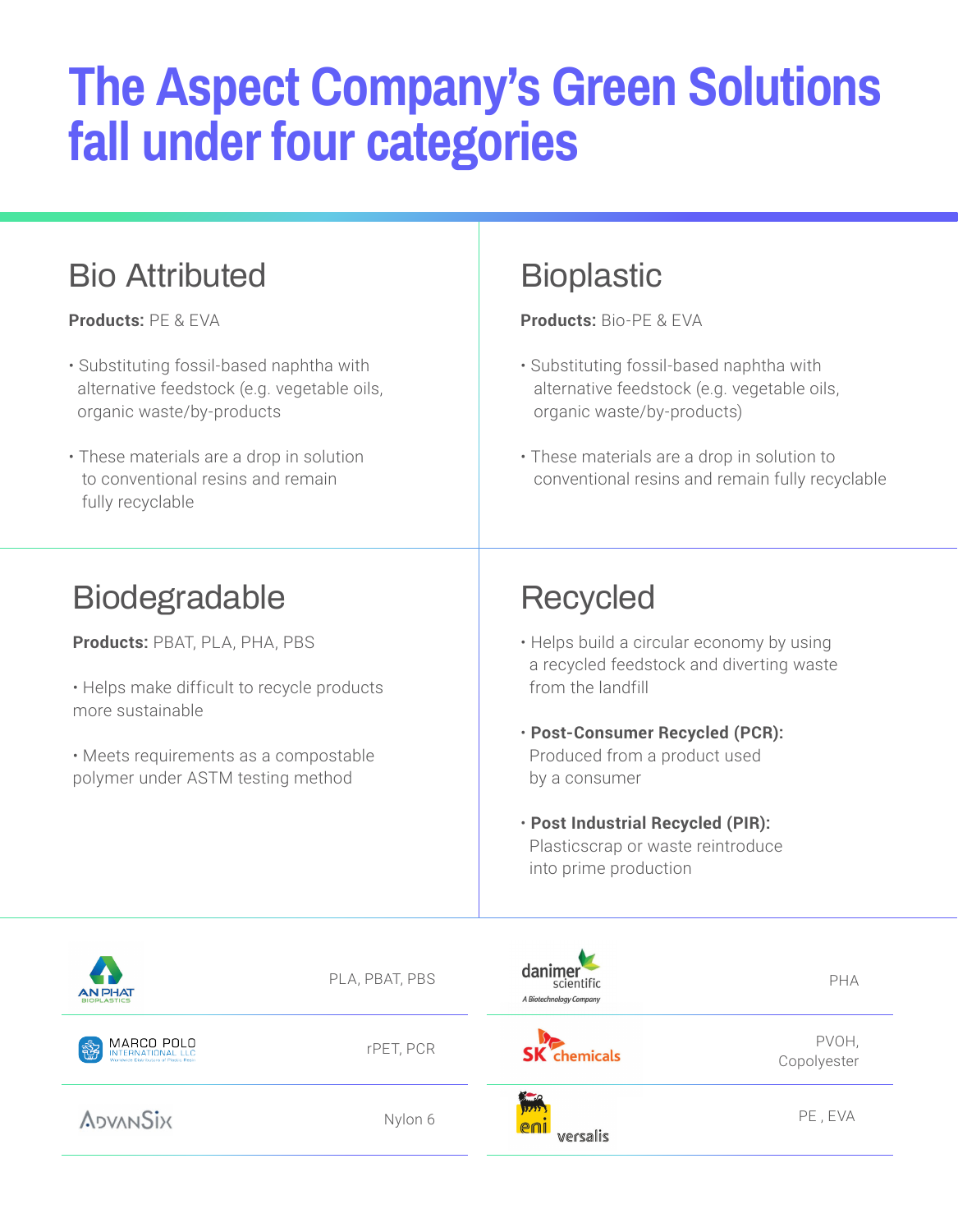# The Aspect Company's Green Solutions fall under four categories

## Bio Attributed

**Products:** PE & EVA

- Substituting fossil-based naphtha with alternative feedstock (e.g. vegetable oils, organic waste/by-products
- These materials are a drop in solution to conventional resins and remain fully recyclable

## Bioplastic

**Products:** Bio-PE & EVA

- Substituting fossil-based naphtha with alternative feedstock (e.g. vegetable oils, organic waste/by-products)
- These materials are a drop in solution to conventional resins and remain fully recyclable

## Biodegradable

**Products:** PBAT, PLA, PHA, PBS

- Helps make difficult to recycle products more sustainable
- Meets requirements as a compostable polymer under ASTM testing method

## Recycled

- Helps build a circular economy by using a recycled feedstock and diverting waste from the landfill
- **Post-Consumer Recycled (PCR):** Produced from a product used by a consumer
- **Post Industrial Recycled (PIR):** Plasticscrap or waste reintroduce into prime production

| Company | Products |
| --- | --- |
| AN PHAT BIOPLASTICS | PLA, PBAT, PBS |
| MARCO POLO INTERNATIONAL, LLC | rPET, PCR |
| ADVANSIX | Nylon 6 |
| danimer scientific (A Biotechnology Company) | PHA |
| SK chemicals | PVOH, Copolyester |
| eni versalis | PE , EVA |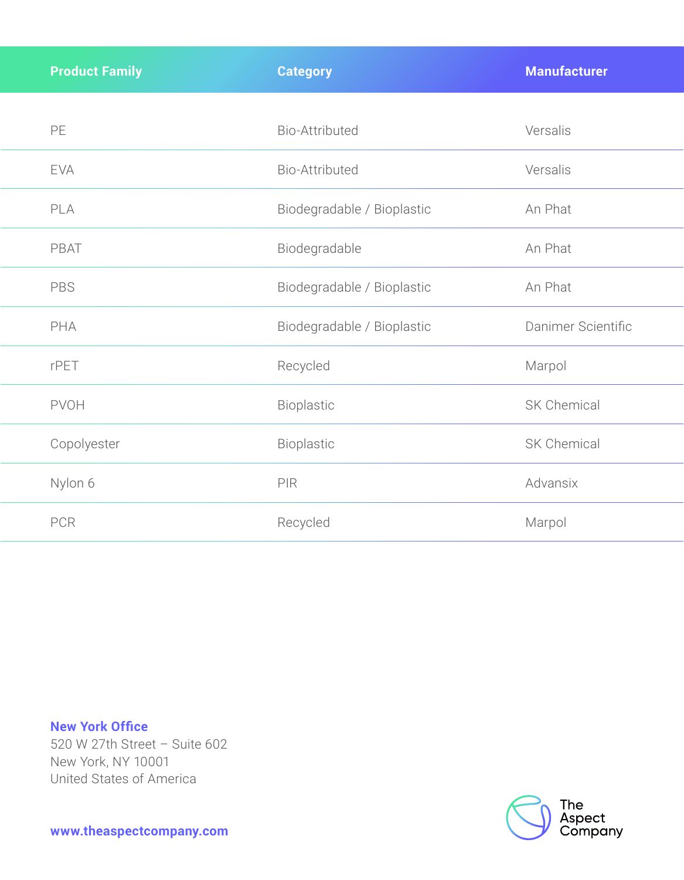| Product Family | Category | Manufacturer |
|---|---|---|
| PE | Bio-Attributed | Versalis |
| EVA | Bio-Attributed | Versalis |
| PLA | Biodegradable / Bioplastic | An Phat |
| PBAT | Biodegradable | An Phat |
| PBS | Biodegradable / Bioplastic | An Phat |
| PHA | Biodegradable / Bioplastic | Danimer Scientific |
| rPET | Recycled | Marpol |
| PVOH | Bioplastic | SK Chemical |
| Copolyester | Bioplastic | SK Chemical |
| Nylon 6 | PIR | Advansix |
| PCR | Recycled | Marpol |

**New York Office**
520 W 27th Street – Suite 602
New York, NY 10001
United States of America

**www.theaspectcompany.com**

The Aspect Company